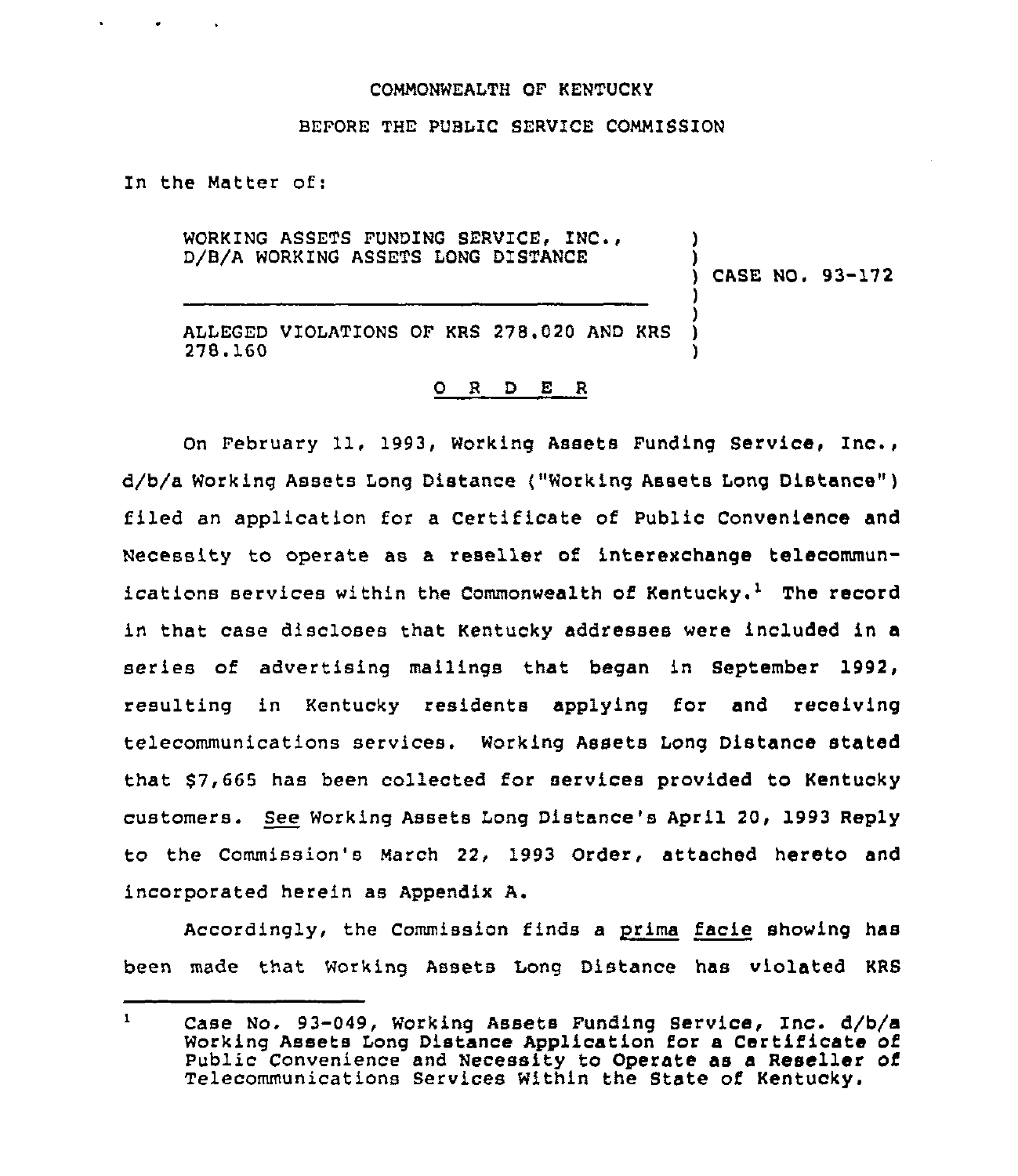COMMONWEALTH OF KENTUCKY

BEFORE THE PUBLIC SERVICE COMMISSION

In the Matter of:

WORKING ASSETS FUNDING SERVICE, INC., D/B/A WORKING ASSETS LONG DISTANCE

ALLEGED VIOLATIONS OF KRS 278.020 AND KRS 278.160

) CASE NO. 93-172

O R D E R

On February 11, 1993, Working Assets Funding Service, Inc., d/b/a Working Assets Long Distance ("Working Assets Long Distance") filed an application for a Certificate of Public Convenience and Necessity to operate as a reseller of interexchange telecommunications services within the Commonwealth of Kentucky.[1] The record in that case discloses that Kentucky addresses were included in a series of advertising mailings that began in September 1992, resulting in Kentucky residents applying for and receiving telecommunications services. Working Assets Long Distance stated that $7,665 has been collected for services provided to Kentucky customers. See Working Assets Long Distance's April 20, 1993 Reply to the Commission's March 22, 1993 Order, attached hereto and incorporated herein as Appendix A.

Accordingly, the Commission finds a prima facie showing has been made that Working Assets Long Distance has violated KRS

[1] Case No. 93-049, Working Assets Funding Service, Inc. d/b/a Working Assets Long Distance Application for a Certificate of Public Convenience and Necessity to Operate as a Reseller of Telecommunications Services Within the State of Kentucky.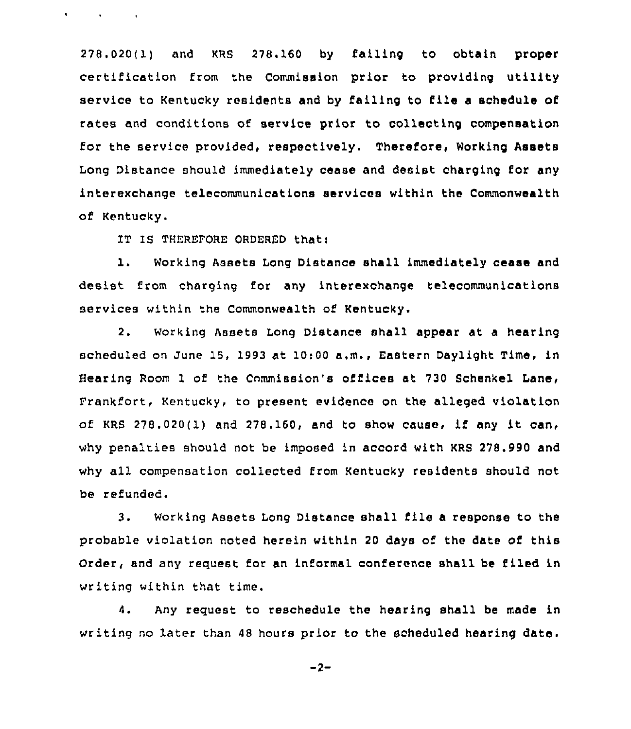278.020(1) and KRS 278.160 by failing to obtain proper certification from the Commission prior to providing utility service to Kentucky residents and by failing to file a schedule of rates and conditions of service prior to collecting compensation for the service provided, respectively. Therefore, Working Assets Long Distance should immediately cease and desist charging for any interexchange telecommunications services within the Commonwealth of Kentucky.

IT IS THEREFORE ORDERED that:

1. Working Assets Long Distance shall immediately cease and desist from charging for any interexchange telecommunications services within the Commonwealth of Kentucky.

2. Working Assets Long Distance shall appear at a hearing scheduled on June 15, 1993 at 10:00 a.m., Eastern Daylight Time, in Hearing Room 1 of the Commission's offices at 730 Schenkel Lane, Frankfort, Kentucky, to present evidence on the alleged violation of KRS 278.020(1) and 278.160, and to show cause, if any it can, why penalties should not be imposed in accord with KRS 278.990 and why all compensation collected from Kentucky residents should not be refunded.

3. Working Assets Long Distance shall file a response to the probable violation noted herein within 20 days of the date of this Order, and any request for an informal conference shall be filed in writing within that time.

4. Any request to reschedule the hearing shall be made in writing no later than 48 hours prior to the scheduled hearing date.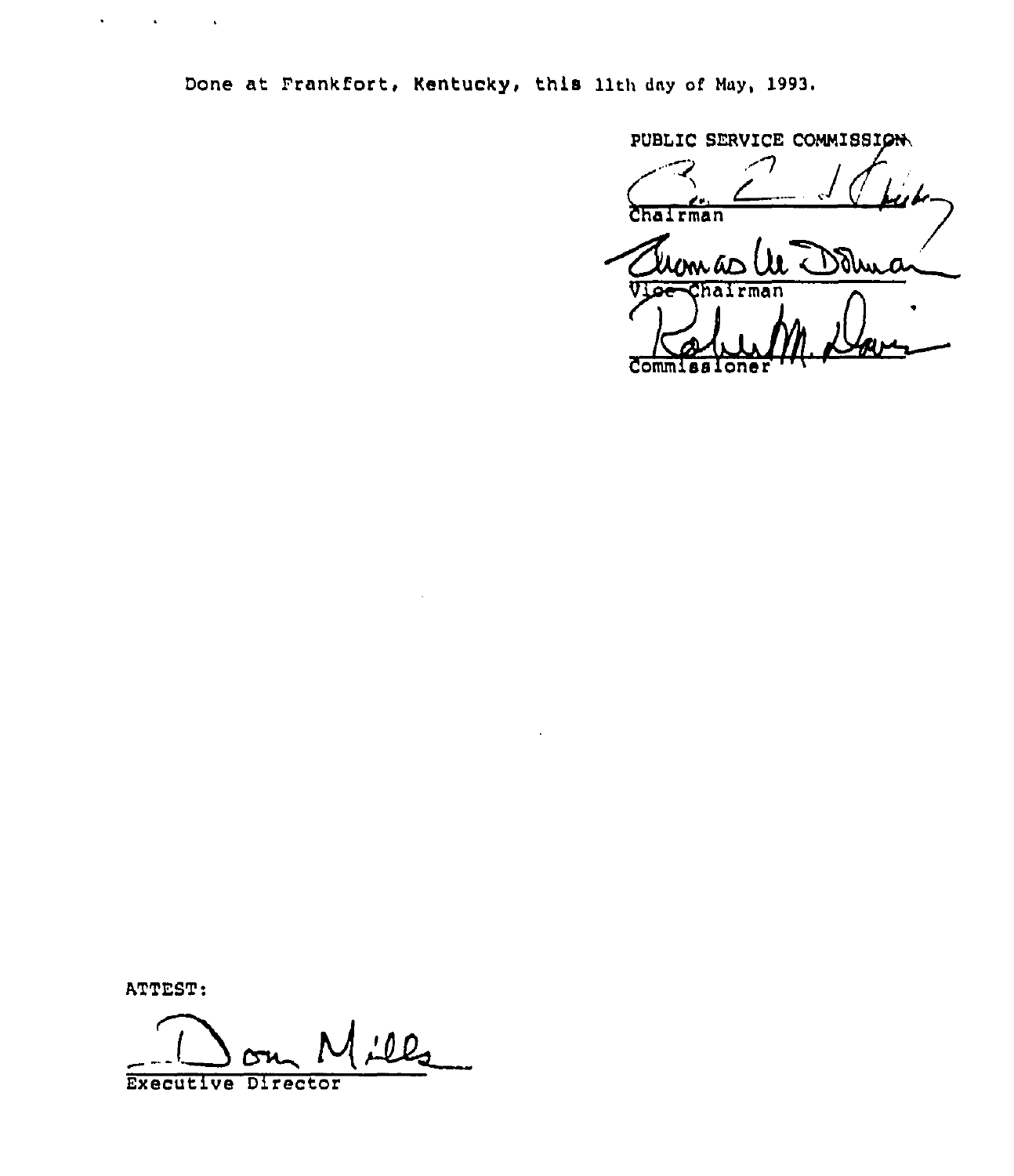Done at Frankfort, Kentucky, this 11th day of May, 1993.

PUBLIC SERVICE COMMISSION

Chairman

Vice Chairman

Commissioner

ATTEST:

Executive Director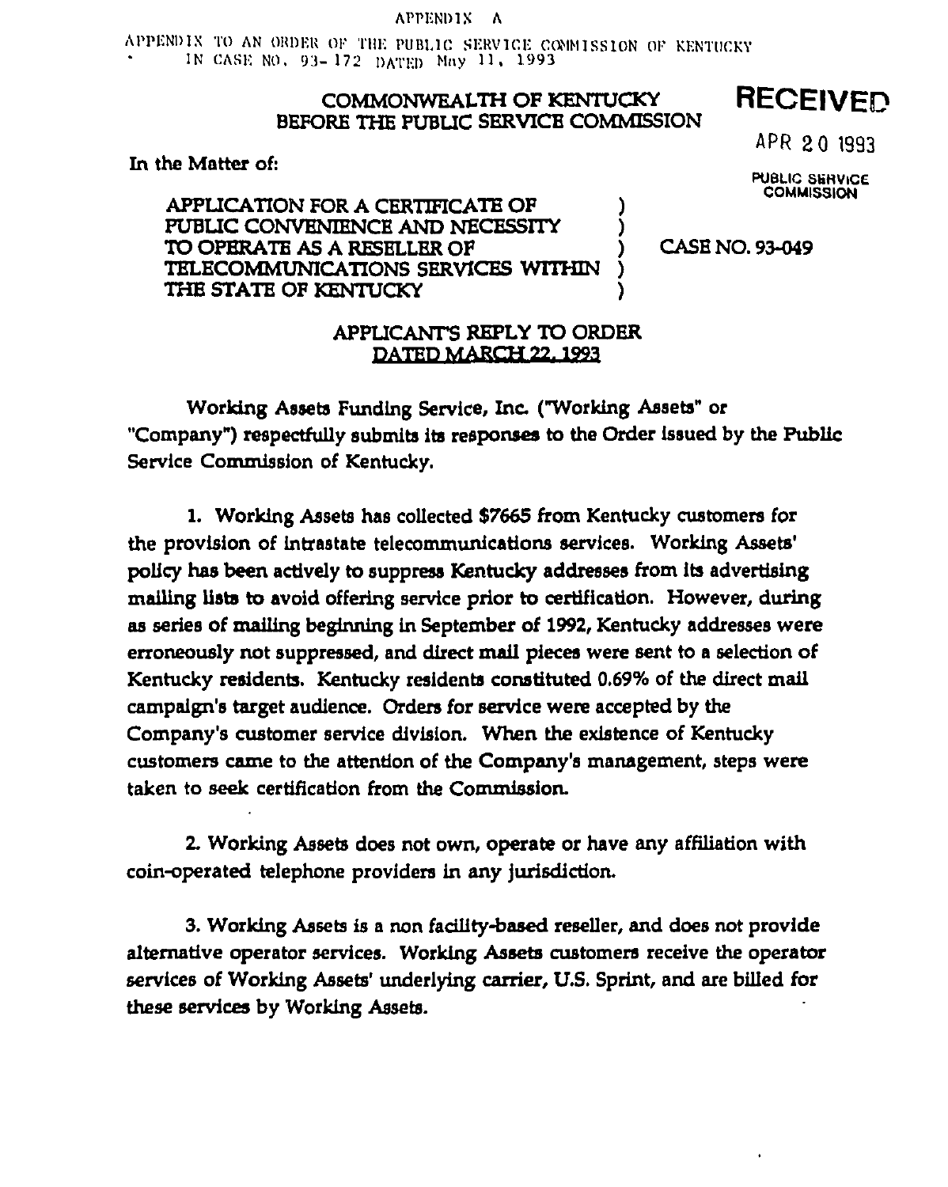APPENDIX A

APPENDIX TO AN ORDER OF THE PUBLIC SERVICE COMMISSION OF KENTUCKY IN CASE NO. 93-172 DATED May 11, 1993

COMMONWEALTH OF KENTUCKY
BEFORE THE PUBLIC SERVICE COMMISSION

RECEIVED

APR 20 1993

PUBLIC SERVICE COMMISSION

In the Matter of:

APPLICATION FOR A CERTIFICATE OF PUBLIC CONVENIENCE AND NECESSITY TO OPERATE AS A RESELLER OF TELECOMMUNICATIONS SERVICES WITHIN THE STATE OF KENTUCKY ) CASE NO. 93-049

APPLICANT'S REPLY TO ORDER
DATED MARCH 22, 1993

Working Assets Funding Service, Inc. ("Working Assets" or "Company") respectfully submits its responses to the Order issued by the Public Service Commission of Kentucky.

1. Working Assets has collected $7665 from Kentucky customers for the provision of intrastate telecommunications services. Working Assets' policy has been actively to suppress Kentucky addresses from its advertising mailing lists to avoid offering service prior to certification. However, during as series of mailing beginning in September of 1992, Kentucky addresses were erroneously not suppressed, and direct mail pieces were sent to a selection of Kentucky residents. Kentucky residents constituted 0.69% of the direct mail campaign's target audience. Orders for service were accepted by the Company's customer service division. When the existence of Kentucky customers came to the attention of the Company's management, steps were taken to seek certification from the Commission.

2. Working Assets does not own, operate or have any affiliation with coin-operated telephone providers in any jurisdiction.

3. Working Assets is a non facility-based reseller, and does not provide alternative operator services. Working Assets customers receive the operator services of Working Assets' underlying carrier, U.S. Sprint, and are billed for these services by Working Assets.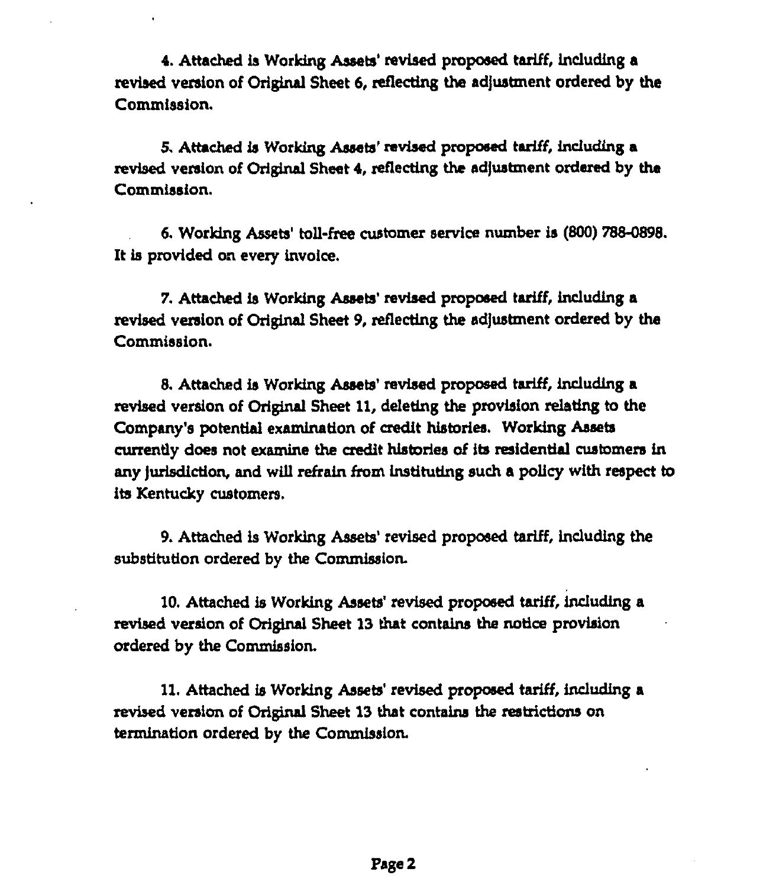4. Attached is Working Assets' revised proposed tariff, including a revised version of Original Sheet 6, reflecting the adjustment ordered by the Commission.

5. Attached is Working Assets' revised proposed tariff, including a revised version of Original Sheet 4, reflecting the adjustment ordered by the Commission.

6. Working Assets' toll-free customer service number is (800) 788-0898. It is provided on every invoice.

7. Attached is Working Assets' revised proposed tariff, including a revised version of Original Sheet 9, reflecting the adjustment ordered by the Commission.

8. Attached is Working Assets' revised proposed tariff, including a revised version of Original Sheet 11, deleting the provision relating to the Company's potential examination of credit histories. Working Assets currently does not examine the credit histories of its residential customers in any jurisdiction, and will refrain from instituting such a policy with respect to its Kentucky customers.

9. Attached is Working Assets' revised proposed tariff, including the substitution ordered by the Commission.

10. Attached is Working Assets' revised proposed tariff, including a revised version of Original Sheet 13 that contains the notice provision ordered by the Commission.

11. Attached is Working Assets' revised proposed tariff, including a revised version of Original Sheet 13 that contains the restrictions on termination ordered by the Commission.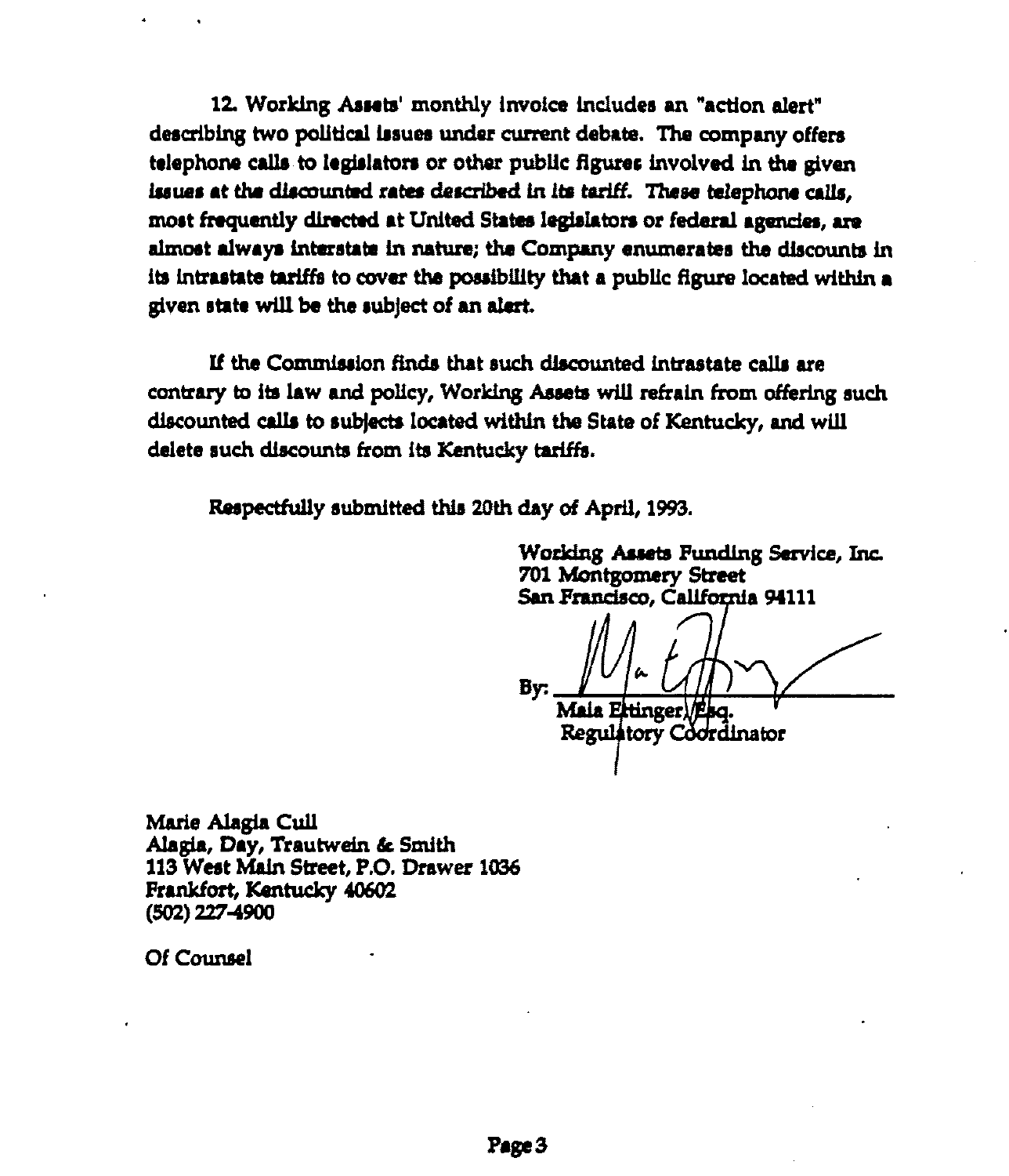12. Working Assets' monthly invoice includes an "action alert" describing two political issues under current debate. The company offers telephone calls to legislators or other public figures involved in the given issues at the discounted rates described in its tariff. These telephone calls, most frequently directed at United States legislators or federal agencies, are almost always interstate in nature; the Company enumerates the discounts in its intrastate tariffs to cover the possibility that a public figure located within a given state will be the subject of an alert.

If the Commission finds that such discounted intrastate calls are contrary to its law and policy, Working Assets will refrain from offering such discounted calls to subjects located within the State of Kentucky, and will delete such discounts from its Kentucky tariffs.

Respectfully submitted this 20th day of April, 1993.

Working Assets Funding Service, Inc.
701 Montgomery Street
San Francisco, California 94111

By: ______________________
Maia Ettinger, Esq.
Regulatory Coordinator

Marie Alagia Cull
Alagia, Day, Trautwein & Smith
113 West Main Street, P.O. Drawer 1036
Frankfort, Kentucky 40602
(502) 227-4900

Of Counsel